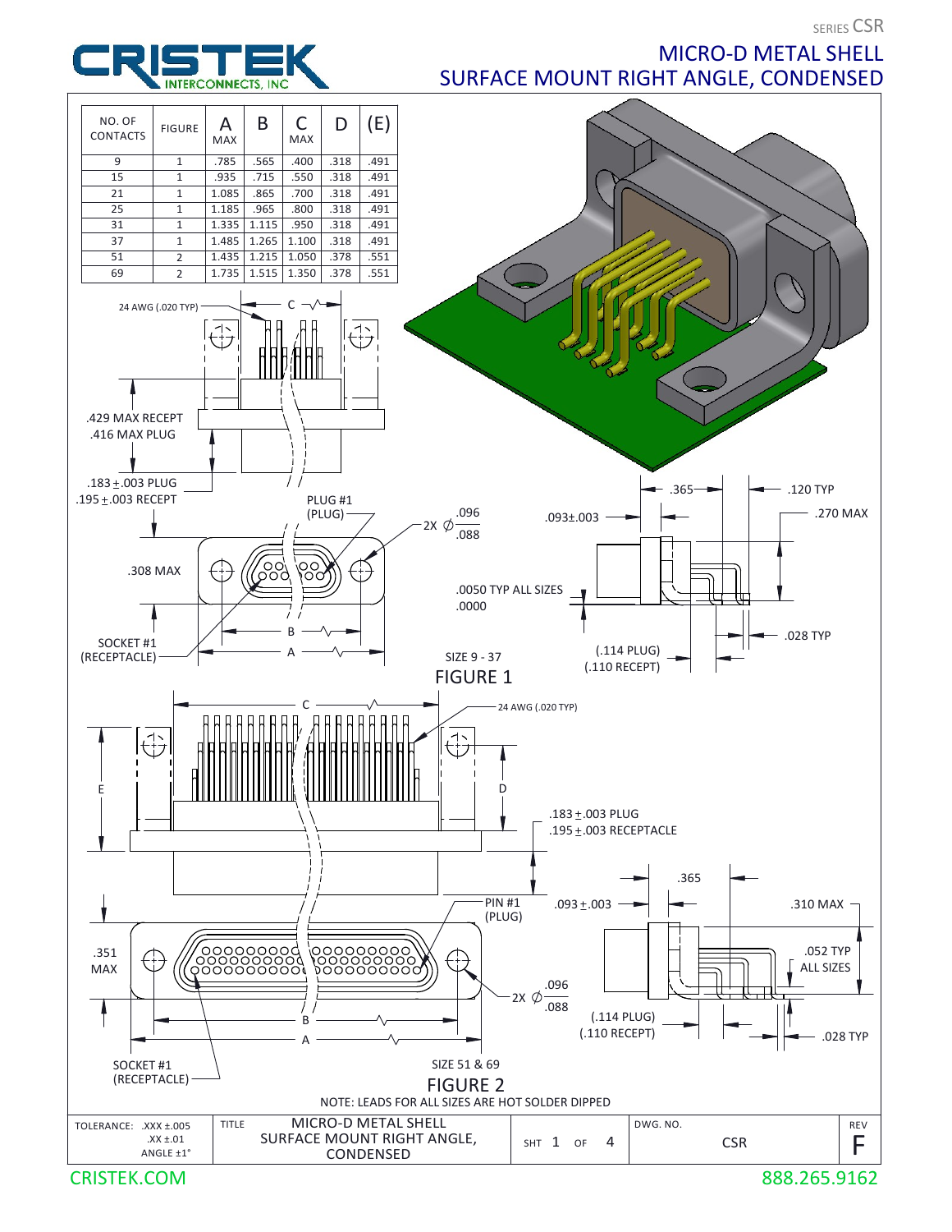SERIES CSR

# MICRO-D METAL SHELL
# SURFACE MOUNT RIGHT ANGLE, CONDENSED

CRISTEK INTERCONNECTS, INC

| NO. OF CONTACTS | FIGURE | A MAX | B | C MAX | D | (E) |
|---|---|---|---|---|---|---|
| 9 | 1 | .785 | .565 | .400 | .318 | .491 |
| 15 | 1 | .935 | .715 | .550 | .318 | .491 |
| 21 | 1 | 1.085 | .865 | .700 | .318 | .491 |
| 25 | 1 | 1.185 | .965 | .800 | .318 | .491 |
| 31 | 1 | 1.335 | 1.115 | .950 | .318 | .491 |
| 37 | 1 | 1.485 | 1.265 | 1.100 | .318 | .491 |
| 51 | 2 | 1.435 | 1.215 | 1.050 | .378 | .551 |
| 69 | 2 | 1.735 | 1.515 | 1.350 | .378 | .551 |

24 AWG (.020 TYP)

C

.429 MAX RECEPT
.416 MAX PLUG

.183 ± .003 PLUG
.195 ± .003 RECEPT

PLUG #1 (PLUG)

2X ∅ .096 / .088

.093±.003

.365

.120 TYP

.270 MAX

.308 MAX

.0050 TYP ALL SIZES
.0000

.028 TYP

B

A

SOCKET #1 (RECEPTACLE)

(.114 PLUG)
(.110 RECEPT)

SIZE 9 - 37

FIGURE 1

C

24 AWG (.020 TYP)

E

D

.183 ± .003 PLUG
.195 ± .003 RECEPTACLE

.365

PIN #1 (PLUG)

.093 ± .003

.310 MAX

.351 MAX

.052 TYP ALL SIZES

2X ∅ .096 / .088

B

A

(.114 PLUG)
(.110 RECEPT)

.028 TYP

SOCKET #1 (RECEPTACLE)

SIZE 51 & 69

FIGURE 2

NOTE: LEADS FOR ALL SIZES ARE HOT SOLDER DIPPED

| TOLERANCE: .XXX ±.005 .XX ±.01 ANGLE ±1° | TITLE: MICRO-D METAL SHELL SURFACE MOUNT RIGHT ANGLE, CONDENSED | SHT 1 OF 4 | DWG. NO. CSR | REV F |
|---|---|---|---|---|

CRISTEK.COM 888.265.9162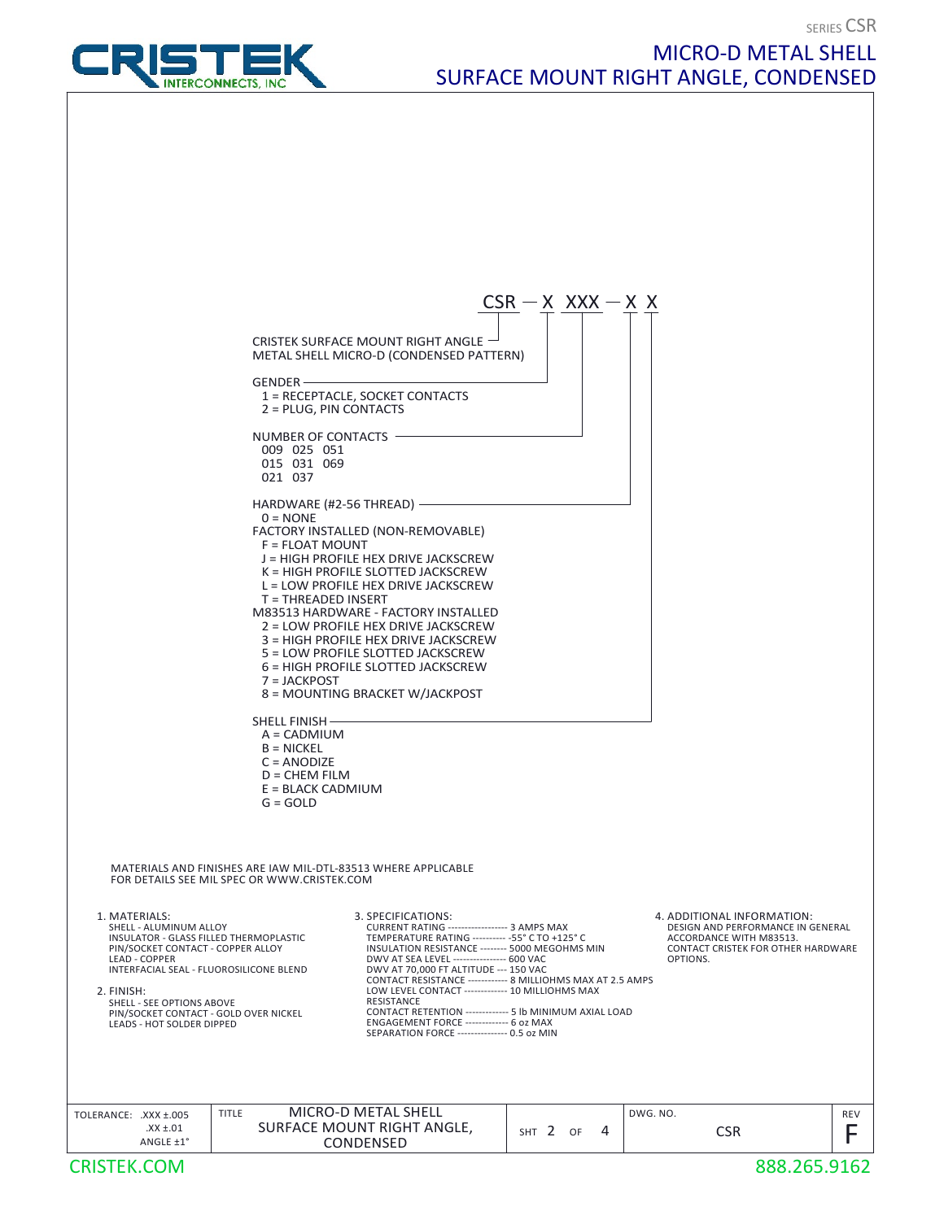# MICRO-D METAL SHELL
# SURFACE MOUNT RIGHT ANGLE, CONDENSED

SERIES CSR

**CSR — X XXX — X X**

CRISTEK SURFACE MOUNT RIGHT ANGLE METAL SHELL MICRO-D (CONDENSED PATTERN)

GENDER
- 1 = RECEPTACLE, SOCKET CONTACTS
- 2 = PLUG, PIN CONTACTS

NUMBER OF CONTACTS

| | | |
|---|---|---|
| 009 | 025 | 051 |
| 015 | 031 | 069 |
| 021 | 037 | |

HARDWARE (#2-56 THREAD)
- 0 = NONE

FACTORY INSTALLED (NON-REMOVABLE)
- F = FLOAT MOUNT
- J = HIGH PROFILE HEX DRIVE JACKSCREW
- K = HIGH PROFILE SLOTTED JACKSCREW
- L = LOW PROFILE HEX DRIVE JACKSCREW
- T = THREADED INSERT

M83513 HARDWARE - FACTORY INSTALLED
- 2 = LOW PROFILE HEX DRIVE JACKSCREW
- 3 = HIGH PROFILE HEX DRIVE JACKSCREW
- 5 = LOW PROFILE SLOTTED JACKSCREW
- 6 = HIGH PROFILE SLOTTED JACKSCREW
- 7 = JACKPOST
- 8 = MOUNTING BRACKET W/JACKPOST

SHELL FINISH
- A = CADMIUM
- B = NICKEL
- C = ANODIZE
- D = CHEM FILM
- E = BLACK CADMIUM
- G = GOLD

MATERIALS AND FINISHES ARE IAW MIL-DTL-83513 WHERE APPLICABLE
FOR DETAILS SEE MIL SPEC OR WWW.CRISTEK.COM

1. MATERIALS:
   - SHELL - ALUMINUM ALLOY
   - INSULATOR - GLASS FILLED THERMOPLASTIC
   - PIN/SOCKET CONTACT - COPPER ALLOY
   - LEAD - COPPER
   - INTERFACIAL SEAL - FLUOROSILICONE BLEND

2. FINISH:
   - SHELL - SEE OPTIONS ABOVE
   - PIN/SOCKET CONTACT - GOLD OVER NICKEL
   - LEADS - HOT SOLDER DIPPED

3. SPECIFICATIONS:
   - CURRENT RATING ------------------ 3 AMPS MAX
   - TEMPERATURE RATING ---------- -55° C TO +125° C
   - INSULATION RESISTANCE -------- 5000 MEGOHMS MIN
   - DWV AT SEA LEVEL ---------------- 600 VAC
   - DWV AT 70,000 FT ALTITUDE --- 150 VAC
   - CONTACT RESISTANCE ------------ 8 MILLIOHMS MAX AT 2.5 AMPS
   - LOW LEVEL CONTACT RESISTANCE ------------- 10 MILLIOHMS MAX
   - CONTACT RETENTION ------------- 5 lb MINIMUM AXIAL LOAD
   - ENGAGEMENT FORCE ------------- 6 oz MAX
   - SEPARATION FORCE --------------- 0.5 oz MIN

4. ADDITIONAL INFORMATION:
   DESIGN AND PERFORMANCE IN GENERAL ACCORDANCE WITH M83513.
   CONTACT CRISTEK FOR OTHER HARDWARE OPTIONS.

| TOLERANCE: .XXX ±.005 .XX ±.01 ANGLE ±1° | TITLE: MICRO-D METAL SHELL SURFACE MOUNT RIGHT ANGLE, CONDENSED | SHT 2 OF 4 | DWG. NO. CSR | REV F |
|---|---|---|---|---|

CRISTEK.COM — 888.265.9162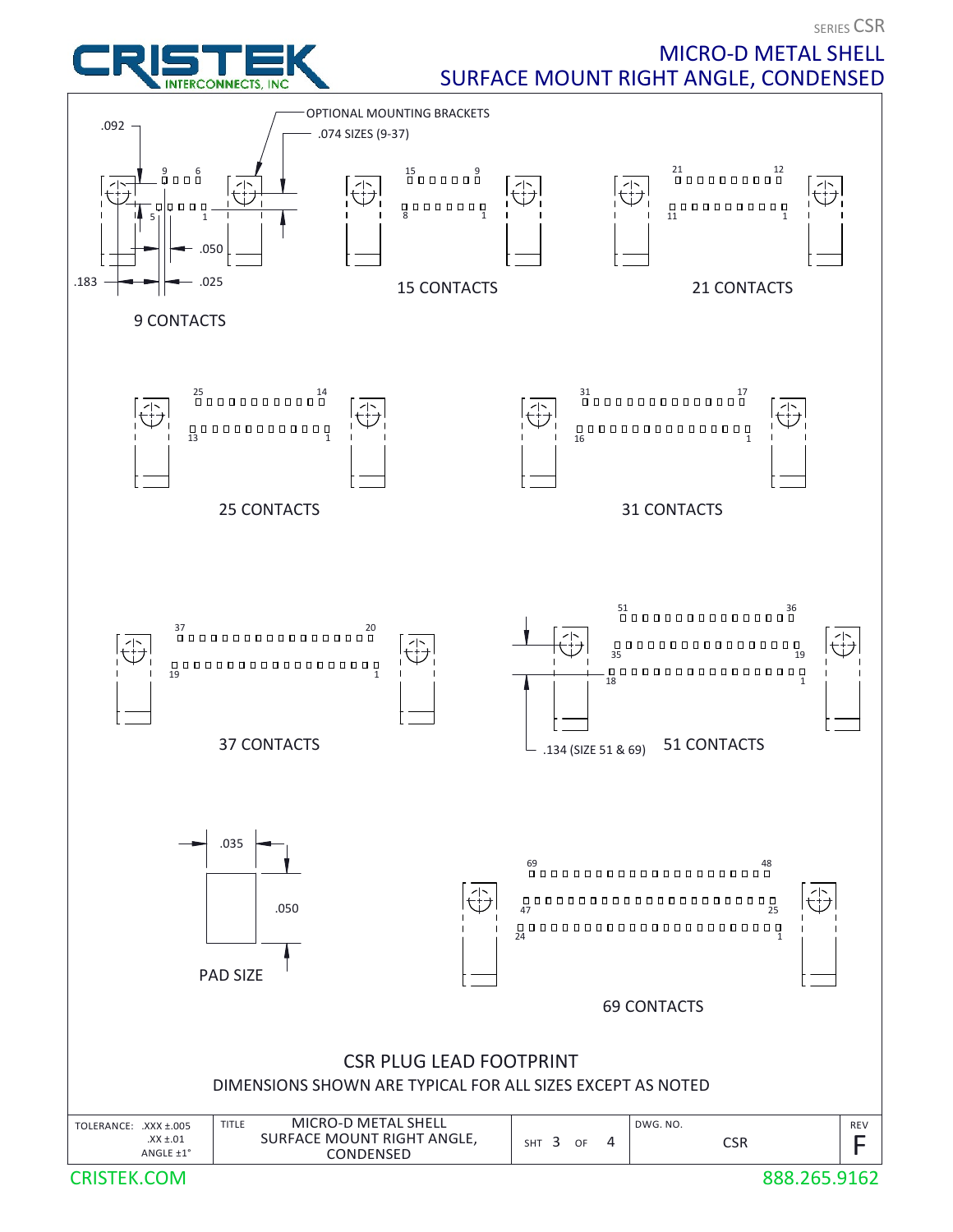SERIES CSR

# MICRO-D METAL SHELL
# SURFACE MOUNT RIGHT ANGLE, CONDENSED

OPTIONAL MOUNTING BRACKETS

.074 SIZES (9-37)

.092

.050

.183

.025

9 CONTACTS

15 CONTACTS

21 CONTACTS

25 CONTACTS

31 CONTACTS

37 CONTACTS

.134 (SIZE 51 & 69)

51 CONTACTS

.035

.050

PAD SIZE

69 CONTACTS

## CSR PLUG LEAD FOOTPRINT

DIMENSIONS SHOWN ARE TYPICAL FOR ALL SIZES EXCEPT AS NOTED

| TOLERANCE: .XXX ±.005 .XX ±.01 ANGLE ±1° | TITLE: MICRO-D METAL SHELL SURFACE MOUNT RIGHT ANGLE, CONDENSED | SHT 3 OF 4 | DWG. NO. CSR | REV F |
|---|---|---|---|---|

CRISTEK.COM

888.265.9162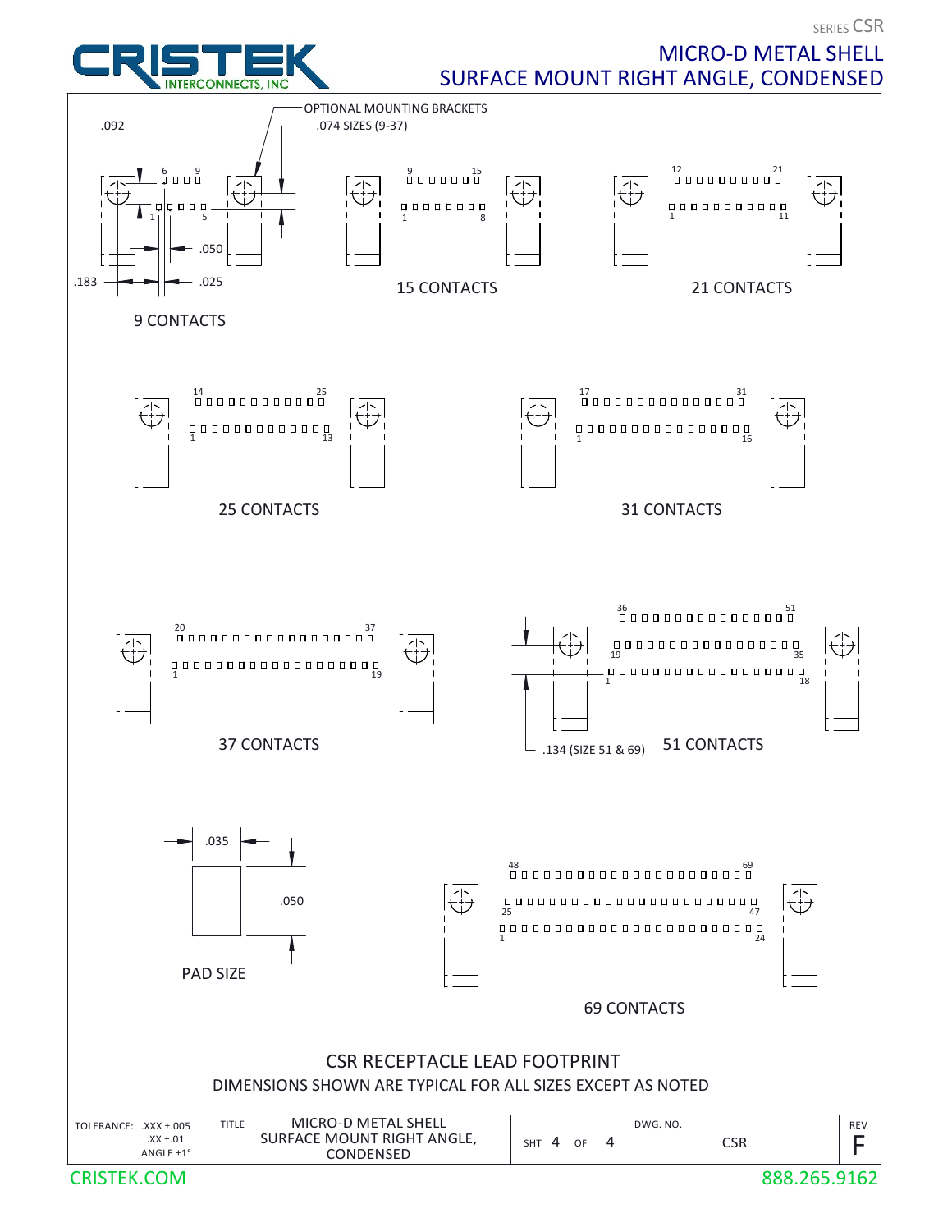SERIES CSR

# MICRO-D METAL SHELL
## SURFACE MOUNT RIGHT ANGLE, CONDENSED

OPTIONAL MOUNTING BRACKETS

.074 SIZES (9-37)

.092

6 9

1 5

.050

.183

.025

9 CONTACTS

9 15

1 8

15 CONTACTS

12 21

1 11

21 CONTACTS

14 25

1 13

25 CONTACTS

17 31

1 16

31 CONTACTS

20 37

1 19

37 CONTACTS

36 51

19 35

1 18

.134 (SIZE 51 & 69)

51 CONTACTS

.035

.050

PAD SIZE

48 69

25 47

1 24

69 CONTACTS

## CSR RECEPTACLE LEAD FOOTPRINT

DIMENSIONS SHOWN ARE TYPICAL FOR ALL SIZES EXCEPT AS NOTED

| | | | | |
|---|---|---|---|---|
| TOLERANCE: .XXX ±.005<br>.XX ±.01<br>ANGLE ±1° | TITLE MICRO-D METAL SHELL SURFACE MOUNT RIGHT ANGLE, CONDENSED | SHT 4 OF 4 | DWG. NO. CSR | REV F |

CRISTEK.COM 888.265.9162